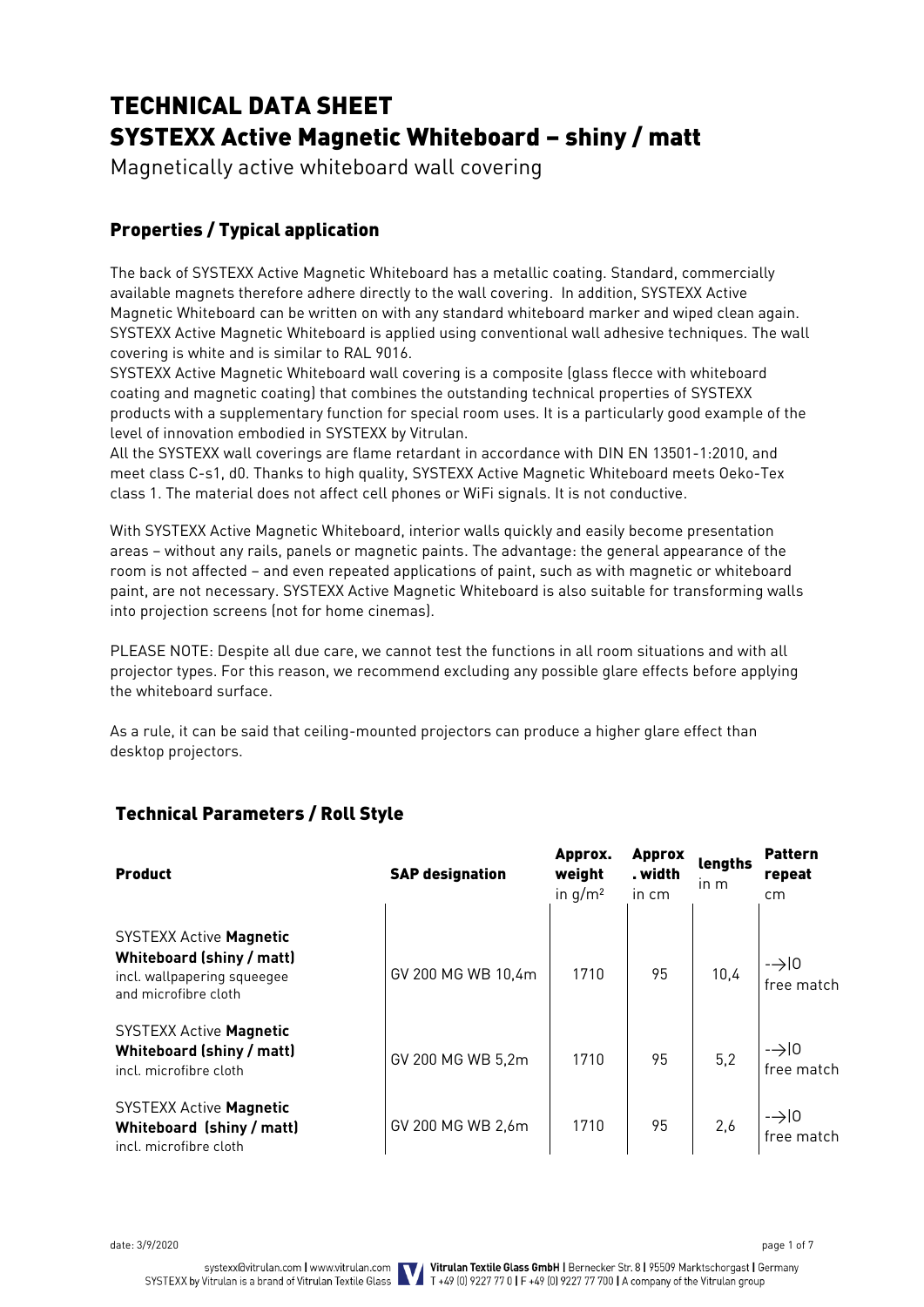# TECHNICAL DATA SHEET
# SYSTEXX Active Magnetic Whiteboard – shiny / matt

Magnetically active whiteboard wall covering

## Properties / Typical application

The back of SYSTEXX Active Magnetic Whiteboard has a metallic coating. Standard, commercially available magnets therefore adhere directly to the wall covering. In addition, SYSTEXX Active Magnetic Whiteboard can be written on with any standard whiteboard marker and wiped clean again. SYSTEXX Active Magnetic Whiteboard is applied using conventional wall adhesive techniques. The wall covering is white and is similar to RAL 9016.
SYSTEXX Active Magnetic Whiteboard wall covering is a composite (glass flecce with whiteboard coating and magnetic coating) that combines the outstanding technical properties of SYSTEXX products with a supplementary function for special room uses. It is a particularly good example of the level of innovation embodied in SYSTEXX by Vitrulan.
All the SYSTEXX wall coverings are flame retardant in accordance with DIN EN 13501-1:2010, and meet class C-s1, d0. Thanks to high quality, SYSTEXX Active Magnetic Whiteboard meets Oeko-Tex class 1. The material does not affect cell phones or WiFi signals. It is not conductive.

With SYSTEXX Active Magnetic Whiteboard, interior walls quickly and easily become presentation areas – without any rails, panels or magnetic paints. The advantage: the general appearance of the room is not affected – and even repeated applications of paint, such as with magnetic or whiteboard paint, are not necessary. SYSTEXX Active Magnetic Whiteboard is also suitable for transforming walls into projection screens (not for home cinemas).

PLEASE NOTE: Despite all due care, we cannot test the functions in all room situations and with all projector types. For this reason, we recommend excluding any possible glare effects before applying the whiteboard surface.

As a rule, it can be said that ceiling-mounted projectors can produce a higher glare effect than desktop projectors.

## Technical Parameters / Roll Style

| **Product** | **SAP designation** | **Approx. weight** in g/m² | **Approx. width** in cm | **lengths** in m | **Pattern repeat** cm |
|---|---|---|---|---|---|
| SYSTEXX Active **Magnetic Whiteboard (shiny / matt)** incl. wallpapering squeegee and microfibre cloth | GV 200 MG WB 10,4m | 1710 | 95 | 10,4 | -->\|0 free match |
| SYSTEXX Active **Magnetic Whiteboard (shiny / matt)** incl. microfibre cloth | GV 200 MG WB 5,2m | 1710 | 95 | 5,2 | -->\|0 free match |
| SYSTEXX Active **Magnetic Whiteboard (shiny / matt)** incl. microfibre cloth | GV 200 MG WB 2,6m | 1710 | 95 | 2,6 | -->\|0 free match |

date: 3/9/2020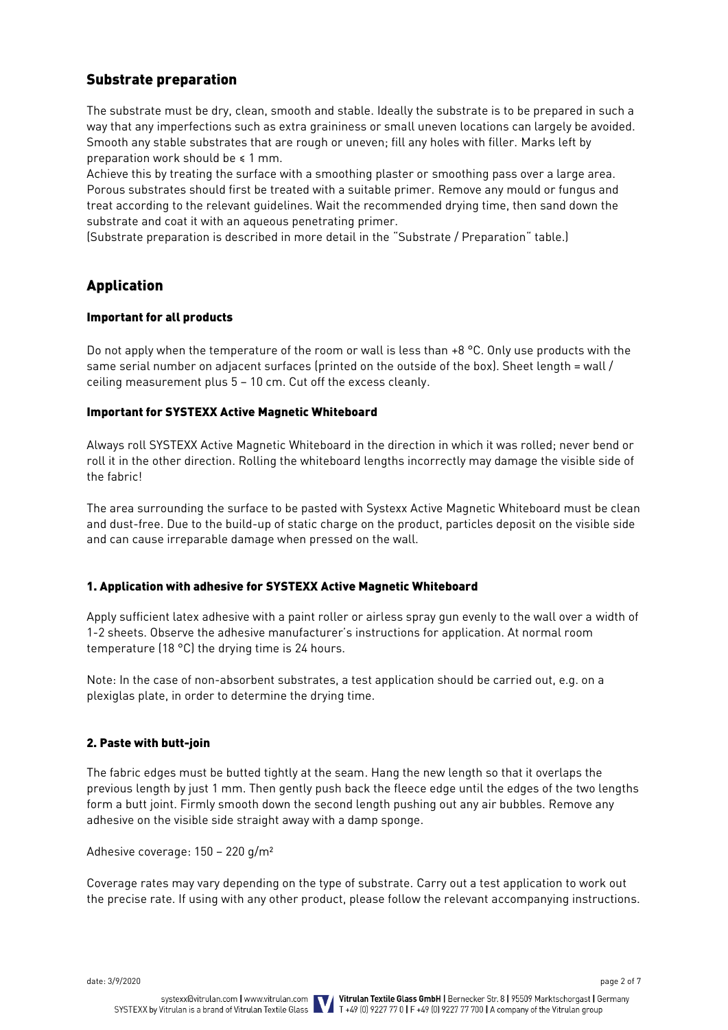## Substrate preparation

The substrate must be dry, clean, smooth and stable. Ideally the substrate is to be prepared in such a way that any imperfections such as extra graininess or small uneven locations can largely be avoided. Smooth any stable substrates that are rough or uneven; fill any holes with filler. Marks left by preparation work should be ≤ 1 mm.
Achieve this by treating the surface with a smoothing plaster or smoothing pass over a large area. Porous substrates should first be treated with a suitable primer. Remove any mould or fungus and treat according to the relevant guidelines. Wait the recommended drying time, then sand down the substrate and coat it with an aqueous penetrating primer.
(Substrate preparation is described in more detail in the "Substrate / Preparation" table.)

## Application

### Important for all products

Do not apply when the temperature of the room or wall is less than +8 °C. Only use products with the same serial number on adjacent surfaces (printed on the outside of the box). Sheet length = wall / ceiling measurement plus 5 – 10 cm. Cut off the excess cleanly.

### Important for SYSTEXX Active Magnetic Whiteboard

Always roll SYSTEXX Active Magnetic Whiteboard in the direction in which it was rolled; never bend or roll it in the other direction. Rolling the whiteboard lengths incorrectly may damage the visible side of the fabric!

The area surrounding the surface to be pasted with Systexx Active Magnetic Whiteboard must be clean and dust-free. Due to the build-up of static charge on the product, particles deposit on the visible side and can cause irreparable damage when pressed on the wall.

### 1. Application with adhesive for SYSTEXX Active Magnetic Whiteboard

Apply sufficient latex adhesive with a paint roller or airless spray gun evenly to the wall over a width of 1-2 sheets. Observe the adhesive manufacturer's instructions for application. At normal room temperature (18 °C) the drying time is 24 hours.

Note: In the case of non-absorbent substrates, a test application should be carried out, e.g. on a plexiglas plate, in order to determine the drying time.

### 2. Paste with butt-join

The fabric edges must be butted tightly at the seam. Hang the new length so that it overlaps the previous length by just 1 mm. Then gently push back the fleece edge until the edges of the two lengths form a butt joint. Firmly smooth down the second length pushing out any air bubbles. Remove any adhesive on the visible side straight away with a damp sponge.

Adhesive coverage: 150 – 220 g/m²

Coverage rates may vary depending on the type of substrate. Carry out a test application to work out the precise rate. If using with any other product, please follow the relevant accompanying instructions.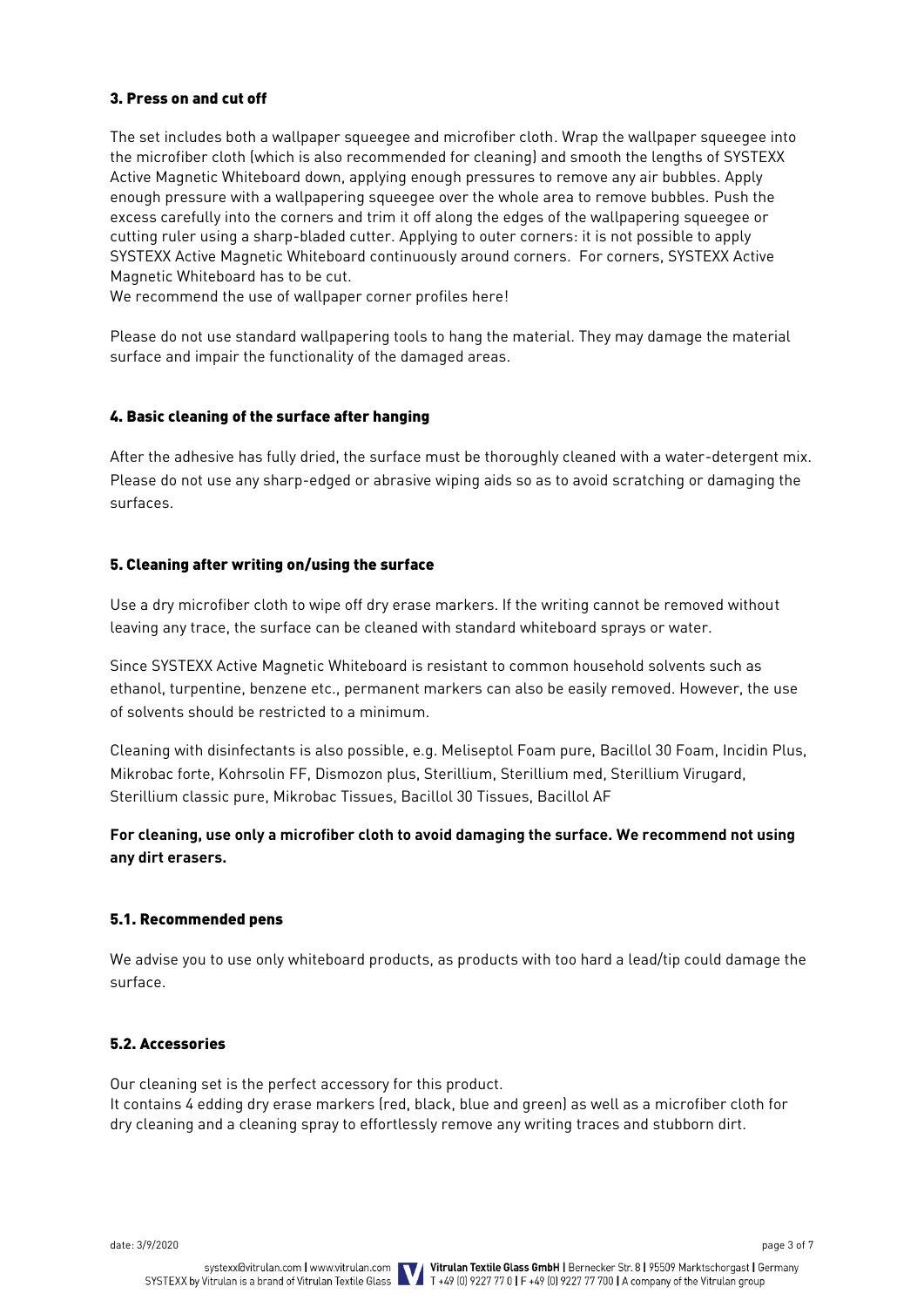## 3. Press on and cut off

The set includes both a wallpaper squeegee and microfiber cloth. Wrap the wallpaper squeegee into the microfiber cloth (which is also recommended for cleaning) and smooth the lengths of SYSTEXX Active Magnetic Whiteboard down, applying enough pressures to remove any air bubbles. Apply enough pressure with a wallpapering squeegee over the whole area to remove bubbles. Push the excess carefully into the corners and trim it off along the edges of the wallpapering squeegee or cutting ruler using a sharp-bladed cutter. Applying to outer corners: it is not possible to apply SYSTEXX Active Magnetic Whiteboard continuously around corners. For corners, SYSTEXX Active Magnetic Whiteboard has to be cut.
We recommend the use of wallpaper corner profiles here!

Please do not use standard wallpapering tools to hang the material. They may damage the material surface and impair the functionality of the damaged areas.

## 4. Basic cleaning of the surface after hanging

After the adhesive has fully dried, the surface must be thoroughly cleaned with a water-detergent mix. Please do not use any sharp-edged or abrasive wiping aids so as to avoid scratching or damaging the surfaces.

## 5. Cleaning after writing on/using the surface

Use a dry microfiber cloth to wipe off dry erase markers. If the writing cannot be removed without leaving any trace, the surface can be cleaned with standard whiteboard sprays or water.

Since SYSTEXX Active Magnetic Whiteboard is resistant to common household solvents such as ethanol, turpentine, benzene etc., permanent markers can also be easily removed. However, the use of solvents should be restricted to a minimum.

Cleaning with disinfectants is also possible, e.g. Meliseptol Foam pure, Bacillol 30 Foam, Incidin Plus, Mikrobac forte, Kohrsolin FF, Dismozon plus, Sterillium, Sterillium med, Sterillium Virugard, Sterillium classic pure, Mikrobac Tissues, Bacillol 30 Tissues, Bacillol AF

**For cleaning, use only a microfiber cloth to avoid damaging the surface. We recommend not using any dirt erasers.**

### 5.1. Recommended pens

We advise you to use only whiteboard products, as products with too hard a lead/tip could damage the surface.

### 5.2. Accessories

Our cleaning set is the perfect accessory for this product.
It contains 4 edding dry erase markers (red, black, blue and green) as well as a microfiber cloth for dry cleaning and a cleaning spray to effortlessly remove any writing traces and stubborn dirt.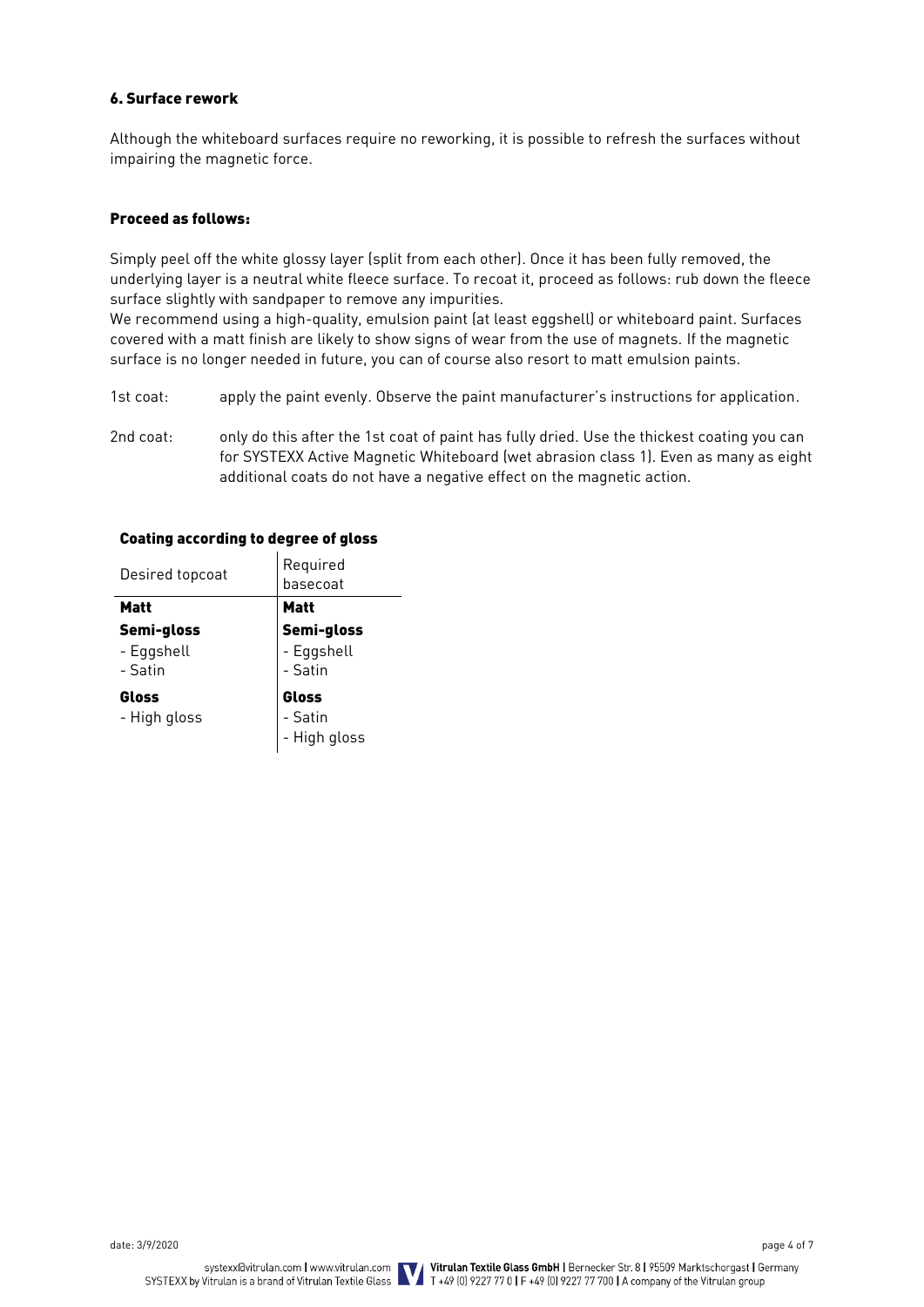### 6. Surface rework

Although the whiteboard surfaces require no reworking, it is possible to refresh the surfaces without impairing the magnetic force.

#### Proceed as follows:

Simply peel off the white glossy layer (split from each other). Once it has been fully removed, the underlying layer is a neutral white fleece surface. To recoat it, proceed as follows: rub down the fleece surface slightly with sandpaper to remove any impurities.
We recommend using a high-quality, emulsion paint (at least eggshell) or whiteboard paint. Surfaces covered with a matt finish are likely to show signs of wear from the use of magnets. If the magnetic surface is no longer needed in future, you can of course also resort to matt emulsion paints.

1st coat: apply the paint evenly. Observe the paint manufacturer's instructions for application.

2nd coat: only do this after the 1st coat of paint has fully dried. Use the thickest coating you can for SYSTEXX Active Magnetic Whiteboard (wet abrasion class 1). Even as many as eight additional coats do not have a negative effect on the magnetic action.

**Coating according to degree of gloss**

| Desired topcoat | Required basecoat |
|---|---|
| **Matt** | **Matt** |
| **Semi-gloss**<br>- Eggshell<br>- Satin | **Semi-gloss**<br>- Eggshell<br>- Satin |
| **Gloss**<br>- High gloss | **Gloss**<br>- Satin<br>- High gloss |

date: 3/9/2020

systexx@vitrulan.com | www.vitrulan.com
SYSTEXX by Vitrulan is a brand of Vitrulan Textile Glass

**Vitrulan Textile Glass GmbH** | Bernecker Str. 8 | 95509 Marktschorgast | Germany
T +49 (0) 9227 77 0 | F +49 (0) 9227 77 700 | A company of the Vitrulan group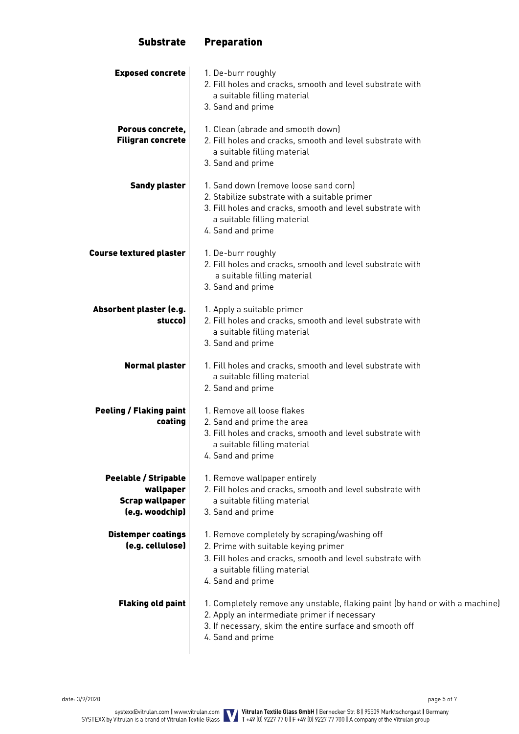| Substrate | Preparation |
|---|---|
| **Exposed concrete** | 1. De-burr roughly<br>2. Fill holes and cracks, smooth and level substrate with a suitable filling material<br>3. Sand and prime |
| **Porous concrete, Filigran concrete** | 1. Clean (abrade and smooth down)<br>2. Fill holes and cracks, smooth and level substrate with a suitable filling material<br>3. Sand and prime |
| **Sandy plaster** | 1. Sand down (remove loose sand corn)<br>2. Stabilize substrate with a suitable primer<br>3. Fill holes and cracks, smooth and level substrate with a suitable filling material<br>4. Sand and prime |
| **Course textured plaster** | 1. De-burr roughly<br>2. Fill holes and cracks, smooth and level substrate with a suitable filling material<br>3. Sand and prime |
| **Absorbent plaster (e.g. stucco)** | 1. Apply a suitable primer<br>2. Fill holes and cracks, smooth and level substrate with a suitable filling material<br>3. Sand and prime |
| **Normal plaster** | 1. Fill holes and cracks, smooth and level substrate with a suitable filling material<br>2. Sand and prime |
| **Peeling / Flaking paint coating** | 1. Remove all loose flakes<br>2. Sand and prime the area<br>3. Fill holes and cracks, smooth and level substrate with a suitable filling material<br>4. Sand and prime |
| **Peelable / Stripable wallpaper Scrap wallpaper (e.g. woodchip)** | 1. Remove wallpaper entirely<br>2. Fill holes and cracks, smooth and level substrate with a suitable filling material<br>3. Sand and prime |
| **Distemper coatings (e.g. cellulose)** | 1. Remove completely by scraping/washing off<br>2. Prime with suitable keying primer<br>3. Fill holes and cracks, smooth and level substrate with a suitable filling material<br>4. Sand and prime |
| **Flaking old paint** | 1. Completely remove any unstable, flaking paint (by hand or with a machine)<br>2. Apply an intermediate primer if necessary<br>3. If necessary, skim the entire surface and smooth off<br>4. Sand and prime |

date: 3/9/2020

systexx@vitrulan.com | www.vitrulan.com
SYSTEXX by Vitrulan is a brand of Vitrulan Textile Glass

**Vitrulan Textile Glass GmbH** | Bernecker Str. 8 | 95509 Marktschorgast | Germany
T +49 (0) 9227 77 0 | F +49 (0) 9227 77 700 | A company of the Vitrulan group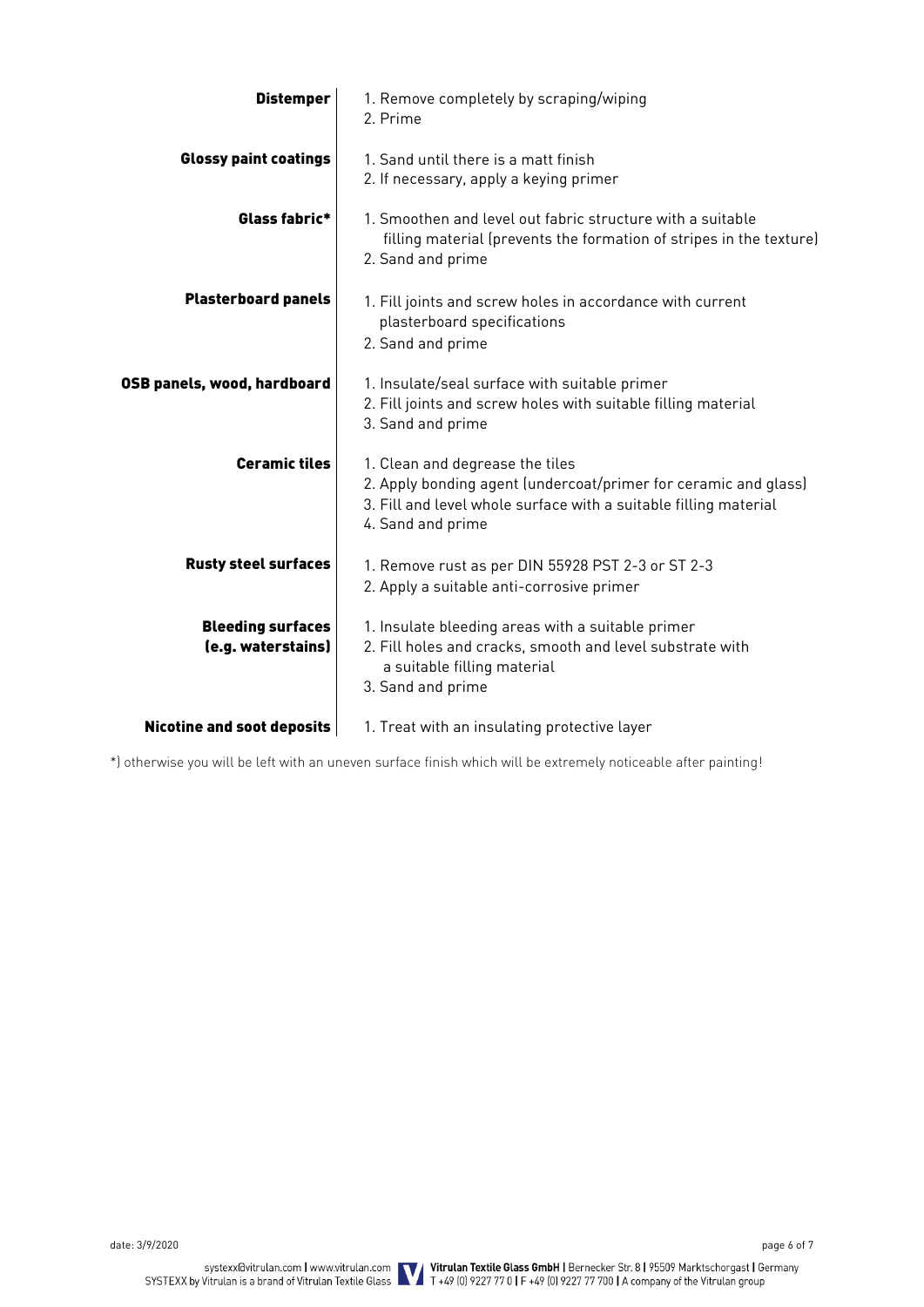| Substrate | Treatment |
|---|---|
| **Distemper** | 1. Remove completely by scraping/wiping<br>2. Prime |
| **Glossy paint coatings** | 1. Sand until there is a matt finish<br>2. If necessary, apply a keying primer |
| **Glass fabric*** | 1. Smoothen and level out fabric structure with a suitable filling material (prevents the formation of stripes in the texture)<br>2. Sand and prime |
| **Plasterboard panels** | 1. Fill joints and screw holes in accordance with current plasterboard specifications<br>2. Sand and prime |
| **OSB panels, wood, hardboard** | 1. Insulate/seal surface with suitable primer<br>2. Fill joints and screw holes with suitable filling material<br>3. Sand and prime |
| **Ceramic tiles** | 1. Clean and degrease the tiles<br>2. Apply bonding agent (undercoat/primer for ceramic and glass)<br>3. Fill and level whole surface with a suitable filling material<br>4. Sand and prime |
| **Rusty steel surfaces** | 1. Remove rust as per DIN 55928 PST 2-3 or ST 2-3<br>2. Apply a suitable anti-corrosive primer |
| **Bleeding surfaces (e.g. waterstains)** | 1. Insulate bleeding areas with a suitable primer<br>2. Fill holes and cracks, smooth and level substrate with a suitable filling material<br>3. Sand and prime |
| **Nicotine and soot deposits** | 1. Treat with an insulating protective layer |

*) otherwise you will be left with an uneven surface finish which will be extremely noticeable after painting!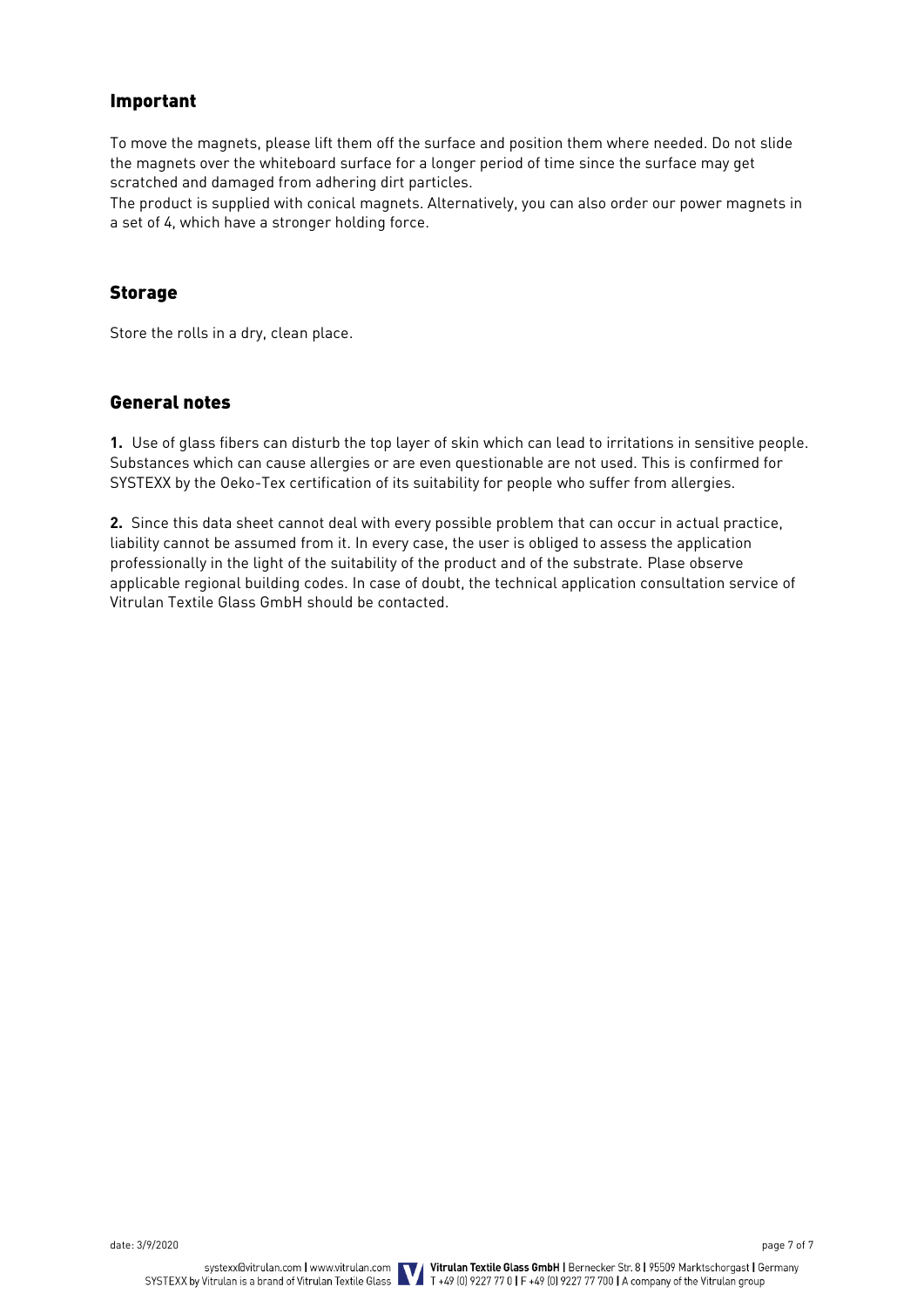## Important

To move the magnets, please lift them off the surface and position them where needed. Do not slide the magnets over the whiteboard surface for a longer period of time since the surface may get scratched and damaged from adhering dirt particles.
The product is supplied with conical magnets. Alternatively, you can also order our power magnets in a set of 4, which have a stronger holding force.

## Storage

Store the rolls in a dry, clean place.

## General notes

**1.** Use of glass fibers can disturb the top layer of skin which can lead to irritations in sensitive people. Substances which can cause allergies or are even questionable are not used. This is confirmed for SYSTEXX by the Oeko-Tex certification of its suitability for people who suffer from allergies.

**2.** Since this data sheet cannot deal with every possible problem that can occur in actual practice, liability cannot be assumed from it. In every case, the user is obliged to assess the application professionally in the light of the suitability of the product and of the substrate. Plase observe applicable regional building codes. In case of doubt, the technical application consultation service of Vitrulan Textile Glass GmbH should be contacted.